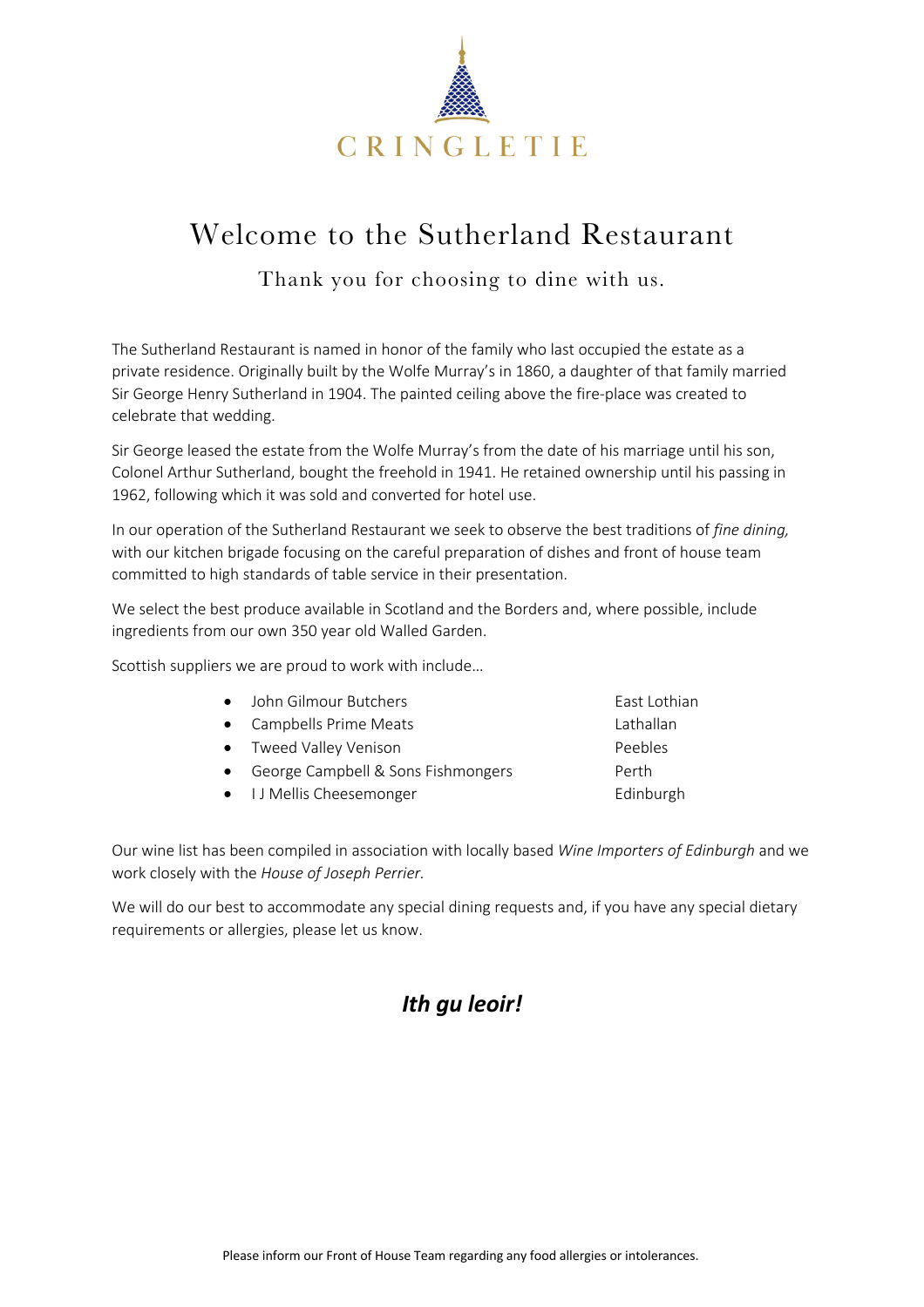CRINGLETIE

# Welcome to the Sutherland Restaurant

Thank you for choosing to dine with us.

The Sutherland Restaurant is named in honor of the family who last occupied the estate as a private residence. Originally built by the Wolfe Murray's in 1860, a daughter of that family married Sir George Henry Sutherland in 1904. The painted ceiling above the fire-place was created to celebrate that wedding.

Sir George leased the estate from the Wolfe Murray's from the date of his marriage until his son, Colonel Arthur Sutherland, bought the freehold in 1941. He retained ownership until his passing in 1962, following which it was sold and converted for hotel use.

In our operation of the Sutherland Restaurant we seek to observe the best traditions of *fine dining,* with our kitchen brigade focusing on the careful preparation of dishes and front of house team committed to high standards of table service in their presentation.

We select the best produce available in Scotland and the Borders and, where possible, include ingredients from our own 350 year old Walled Garden.

Scottish suppliers we are proud to work with include…

- John Gilmour Butchers — East Lothian
- Campbells Prime Meats — Lathallan
- Tweed Valley Venison — Peebles
- George Campbell & Sons Fishmongers — Perth
- I J Mellis Cheesemonger — Edinburgh

Our wine list has been compiled in association with locally based *Wine Importers of Edinburgh* and we work closely with the *House of Joseph Perrier.*

We will do our best to accommodate any special dining requests and, if you have any special dietary requirements or allergies, please let us know.

***Ith gu leoir!***

Please inform our Front of House Team regarding any food allergies or intolerances.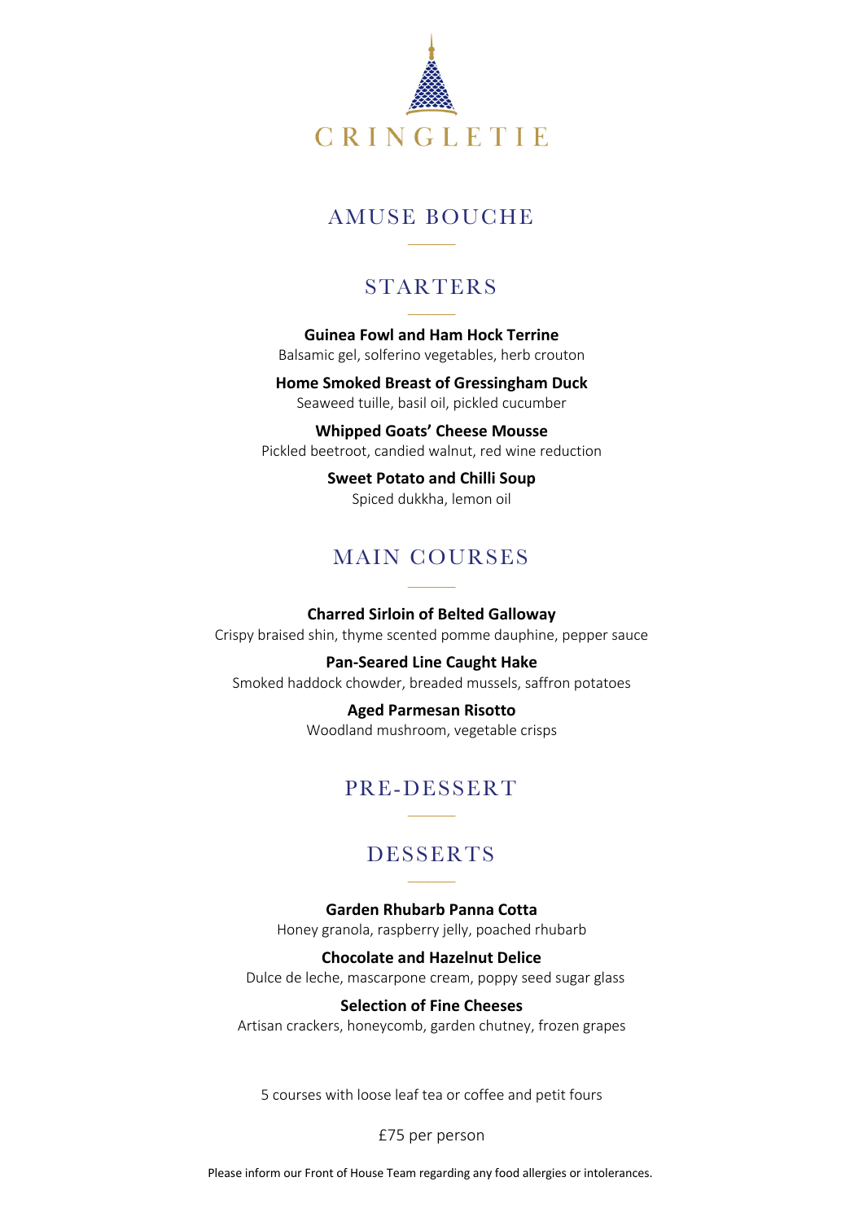# CRINGLETIE

## AMUSE BOUCHE

## STARTERS

**Guinea Fowl and Ham Hock Terrine**
Balsamic gel, solferino vegetables, herb crouton

**Home Smoked Breast of Gressingham Duck**
Seaweed tuille, basil oil, pickled cucumber

**Whipped Goats' Cheese Mousse**
Pickled beetroot, candied walnut, red wine reduction

**Sweet Potato and Chilli Soup**
Spiced dukkha, lemon oil

## MAIN COURSES

**Charred Sirloin of Belted Galloway**
Crispy braised shin, thyme scented pomme dauphine, pepper sauce

**Pan-Seared Line Caught Hake**
Smoked haddock chowder, breaded mussels, saffron potatoes

**Aged Parmesan Risotto**
Woodland mushroom, vegetable crisps

## PRE-DESSERT

## DESSERTS

**Garden Rhubarb Panna Cotta**
Honey granola, raspberry jelly, poached rhubarb

**Chocolate and Hazelnut Delice**
Dulce de leche, mascarpone cream, poppy seed sugar glass

**Selection of Fine Cheeses**
Artisan crackers, honeycomb, garden chutney, frozen grapes

5 courses with loose leaf tea or coffee and petit fours

£75 per person

Please inform our Front of House Team regarding any food allergies or intolerances.